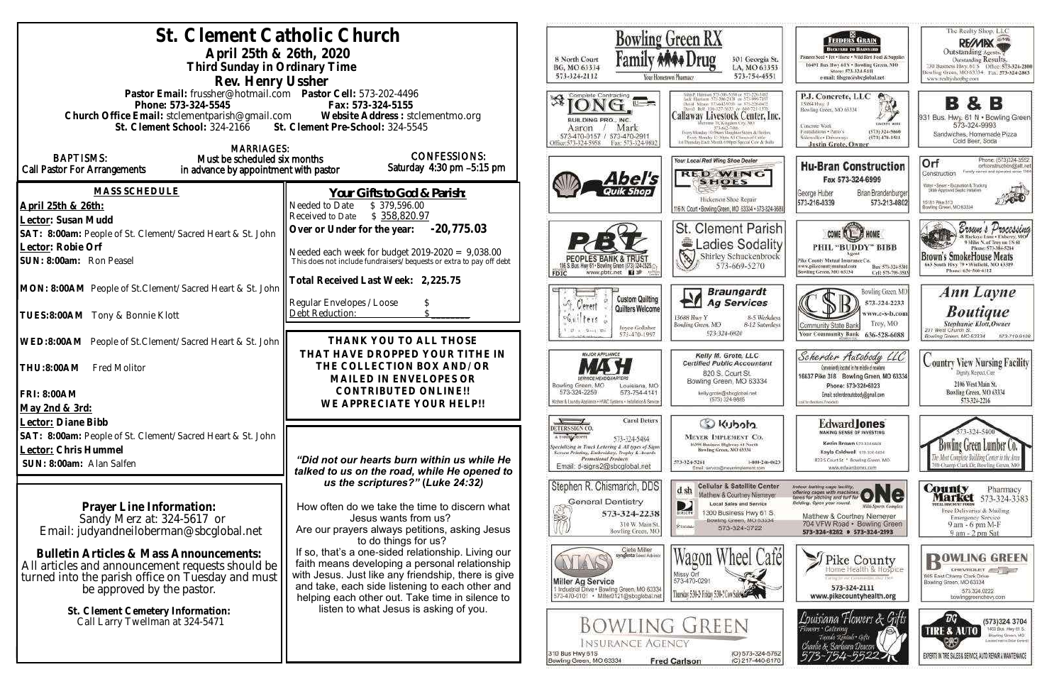# St. Clement Catholic Church

**April 25th & 26th, 2020**
**Third Sunday in Ordinary Time**
**Rev. Henry Ussher**

**Pastor Email:** frussher@hotmail.com **Pastor Cell:** 573-202-4496
**Phone: 573-324-5545** **Fax: 573-324-5155**
**Church Office Email:** stclementparish@gmail.com **Website Address :** stclementmo.org
**St. Clement School:** 324-2166 **St. Clement Pre-School:** 324-5545

**BAPTISMS:** Call Pastor For Arrangements
**MARRIAGES:** Must be scheduled six months in advance by appointment with pastor
**CONFESSIONS:** Saturday 4:30 pm –5:15 pm

## MASS SCHEDULE

**April 25th & 26th:**
**Lector: Susan Mudd**
**SAT: 8:00am:** People of St. Clement/Sacred Heart & St. John
**Lector: Robie Orf**
**SUN: 8:00am:** Ron Peasel

**MON: 8:00AM** People of St.Clement/Sacred Heart & St. John

**TUES:8:00AM** Tony & Bonnie Klott

**WED:8:00AM** People of St.Clement/Sacred Heart & St. John

**THU:8:00AM** Fred Molitor

**FRI: 8:00AM**

**May 2nd & 3rd:**
**Lector: Diane Bibb**
**SAT: 8:00am:** People of St. Clement/Sacred Heart & St. John
**Lector: Chris Hummel**
**SUN: 8:00am:** Alan Salfen

## Your Gifts to God & Parish:

Needed to Date $ 379,596.00
Received to Date $ 358,820.97
**Over or Under for the year: -20,775.03**

Needed each week for budget 2019-2020 = 9,038.00
This does not include fundraisers/bequests or extra to pay off debt

**Total Received Last Week: 2,225.75**

Regular Envelopes / Loose $
Debt Reduction: $________

**THANK YOU TO ALL THOSE THAT HAVE DROPPED YOUR TITHE IN THE COLLECTION BOX AND/OR MAILED IN ENVELOPES OR CONTRIBUTED ONLINE!! WE APPRECIATE YOUR HELP!!**

*"Did not our hearts burn within us while He talked to us on the road, while He opened to us the scriptures?" (Luke 24:32)*

How often do we take the time to discern what Jesus wants from us?
Are our prayers always petitions, asking Jesus to do things for us?
If so, that's a one-sided relationship. Living our faith means developing a personal relationship with Jesus. Just like any friendship, there is give and take, each side listening to each other and helping each other out. Take time in silence to listen to what Jesus is asking of you.

**Prayer Line Information:**
Sandy Merz at: 324-5617 or
Email: judyandneiloberman@sbcglobal.net

**Bulletin Articles & Mass Announcements:**
All articles and announcement requests should be turned into the parish office on Tuesday and must be approved by the pastor.

**St. Clement Cemetery Information:**
Call Larry Twellman at 324-5471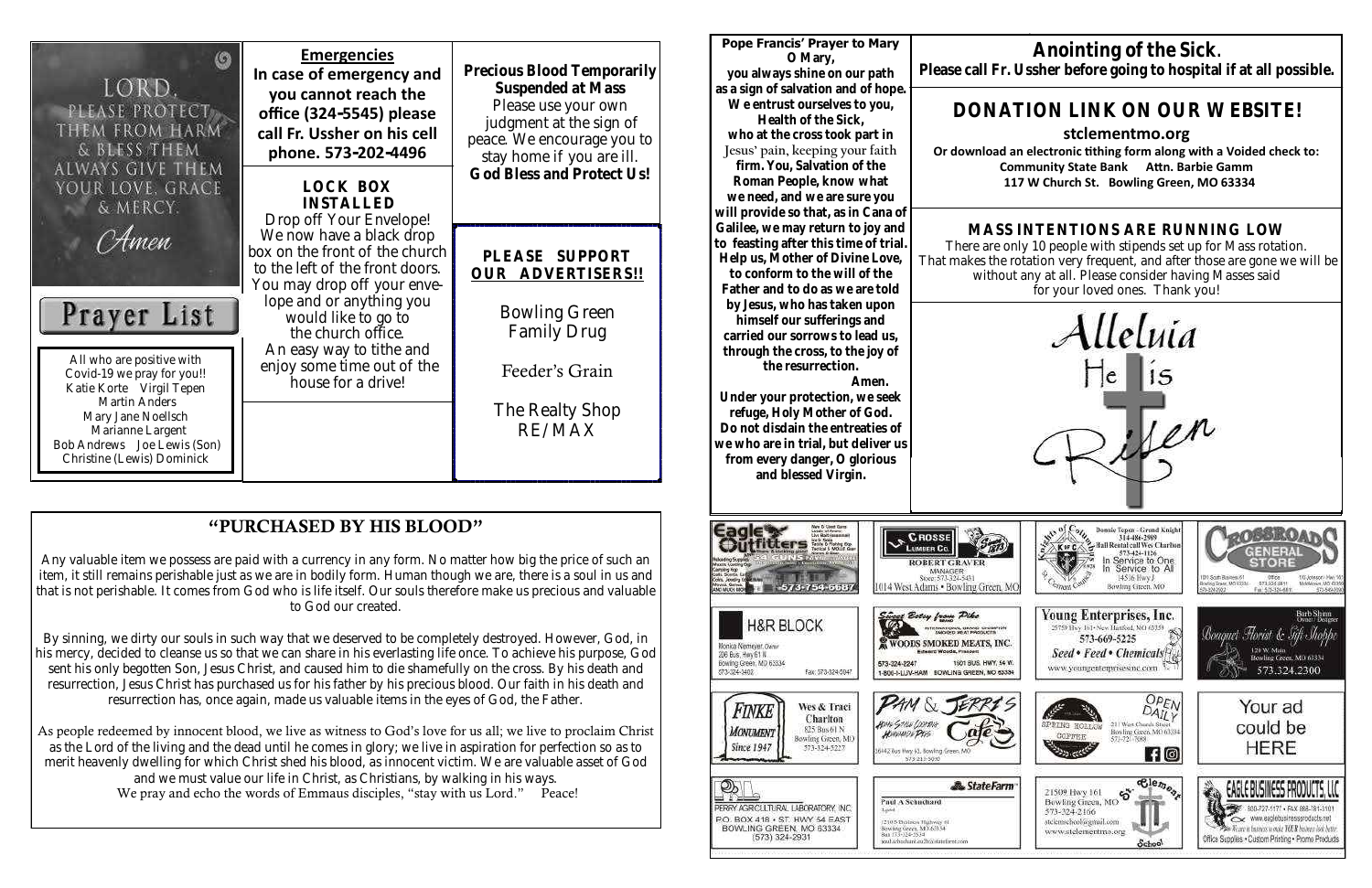LORD,
PLEASE PROTECT THEM FROM HARM & BLESS THEM ALWAYS GIVE THEM YOUR LOVE, GRACE & MERCY.

Amen

## Prayer List

All who are positive with Covid-19 we pray for you!!
Katie Korte Virgil Tepen
Martin Anders
Mary Jane Noellsch
Marianne Largent
Bob Andrews Joe Lewis (Son)
Christine (Lewis) Dominick

## Emergencies

**In case of emergency and you cannot reach the office (324-5545) please call Fr. Ussher on his cell phone. 573-202-4496**

**LOCK BOX INSTALLED**

Drop off Your Envelope!
We now have a black drop box on the front of the church to the left of the front doors. You may drop off your envelope and or anything you would like to go to the church office.
An easy way to tithe and enjoy some time out of the house for a drive!

**Precious Blood Temporarily Suspended at Mass**

Please use your own judgment at the sign of peace. We encourage you to stay home if you are ill.

**God Bless and Protect Us!**

**PLEASE SUPPORT OUR ADVERTISERS!!**

Bowling Green Family Drug

Feeder's Grain

The Realty Shop RE/MAX

## "PURCHASED BY HIS BLOOD"

Any valuable item we possess are paid with a currency in any form. No matter how big the price of such an item, it still remains perishable just as we are in bodily form. Human though we are, there is a soul in us and that is not perishable. It comes from God who is life itself. Our souls therefore make us precious and valuable to God our created.

By sinning, we dirty our souls in such way that we deserved to be completely destroyed. However, God, in his mercy, decided to cleanse us so that we can share in his everlasting life once. To achieve his purpose, God sent his only begotten Son, Jesus Christ, and caused him to die shamefully on the cross. By his death and resurrection, Jesus Christ has purchased us for his father by his precious blood. Our faith in his death and resurrection has, once again, made us valuable items in the eyes of God, the Father.

As people redeemed by innocent blood, we live as witness to God's love for us all; we live to proclaim Christ as the Lord of the living and the dead until he comes in glory; we live in aspiration for perfection so as to merit heavenly dwelling for which Christ shed his blood, as innocent victim. We are valuable asset of God and we must value our life in Christ, as Christians, by walking in his ways.
We pray and echo the words of Emmaus disciples, "stay with us Lord." Peace!

**Pope Francis' Prayer to Mary**

**O Mary,
you always shine on our path as a sign of salvation and of hope. We entrust ourselves to you, Health of the Sick, who at the cross took part in** Jesus' pain, keeping your faith **firm. You, Salvation of the Roman People, know what we need, and we are sure you will provide so that, as in Cana of Galilee, we may return to joy and to feasting after this time of trial. Help us, Mother of Divine Love, to conform to the will of the Father and to do as we are told by Jesus, who has taken upon himself our sufferings and carried our sorrows to lead us, through the cross, to the joy of the resurrection.
Amen.
Under your protection, we seek refuge, Holy Mother of God. Do not disdain the entreaties of we who are in trial, but deliver us from every danger, O glorious and blessed Virgin.**

## Anointing of the Sick.

**Please call Fr. Ussher before going to hospital if at all possible.**

## DONATION LINK ON OUR WEBSITE!

**stclementmo.org**

**Or download an electronic tithing form along with a Voided check to:
Community State Bank Attn. Barbie Gamm
117 W Church St. Bowling Green, MO 63334**

**MASS INTENTIONS ARE RUNNING LOW**

There are only 10 people with stipends set up for Mass rotation. That makes the rotation very frequent, and after those are gone we will be without any at all. Please consider having Masses said for your loved ones. Thank you!

Alleluia
He is Risen

Eagle Outfitters
573-754-6687

Crosse Lumber Co.
ROBERT GRAVER
MANAGER
Store: 573-324-5431
1014 West Adams • Bowling Green, MO

Knights of Columbus
St. Clement Council
Donnie Tepen - Grand Knight
314-486-2989
Hall Rental call Wes Charlton
573-424-1126
In Service to One
In Service to All
14536 Hwy J
Bowling Green, MO

Crossroads General Store

H&R BLOCK
Monica Niemeyer, Owner
206 Bus. Hwy 61 N
Bowling Green, MO 63334
573-324-3402 Fax: 573-324-5047

Sweet Betsy from Pike
WOODS SMOKED MEATS, INC.
573-324-2247 1501 BUS. HWY. 54 W.
1-800-I-LUV-HAM BOWLING GREEN, MO 63334

Young Enterprises, Inc.
573-669-5225
Seed • Feed • Chemicals
www.youngenterprisesinc.com

Barb Shinn
Owner / Designer
Bouquet Florist & Gift Shoppe
120 W. Main
Bowling Green, MO 63334
573.324.2300

FINKE MONUMENT Since 1947
Wes & Traci Charlton
825 Bus 61 N
Bowling Green, MO
573-324-5227

PAM & JERRY'S Cafe
Home Style Cooking Homemade Pies
Bus Hwy 61, Bowling Green, MO

SPRING HOLLOW COFFEE
OPEN DAILY
211 West Church Street
Bowling Green, MO 63334

Your ad could be HERE

PERRY AGRICULTURAL LABORATORY, INC.
P.O. BOX 418 • ST. HWY 54 EAST
BOWLING GREEN, MO 63334
(573) 324-2931

StateFarm
Paul A Schuchard
Agent

21509 Hwy 161
Bowling Green, MO
573-324-2166
stclemschool@gmail.com
www.stclementmo.org
St. Clement School

EAGLE BUSINESS PRODUCTS, LLC
www.eaglebusinessproducts.net
Office Supplies • Custom Printing • Promo Products